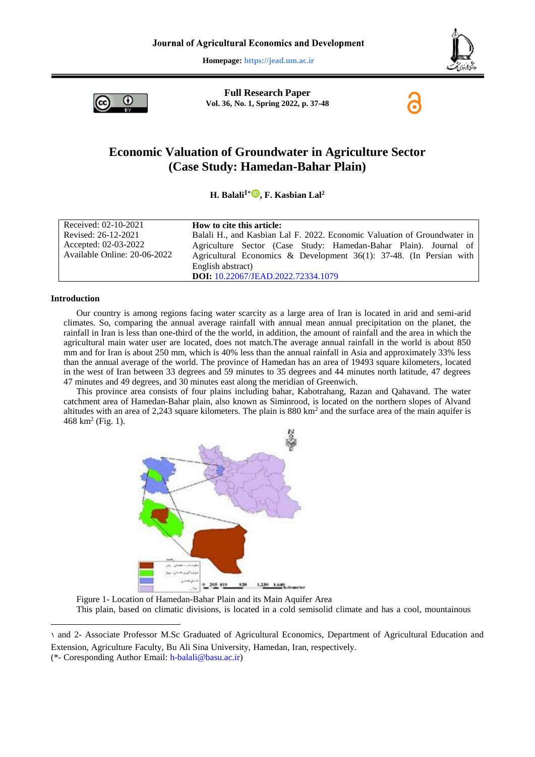Journal of Agricultural Economics and Development

Homepage: https://jead.um.ac.ir

**Full Research Paper**
**Vol. 36, No. 1, Spring 2022, p. 37-48**

# Economic Valuation of Groundwater in Agriculture Sector (Case Study: Hamedan-Bahar Plain)

**H. Balali[1*], F. Kasbian Lal[2]**

| Received: 02-10-2021<br>Revised: 26-12-2021<br>Accepted: 02-03-2022<br>Available Online: 20-06-2022 | **How to cite this article:**<br>Balali H., and Kasbian Lal F. 2022. Economic Valuation of Groundwater in Agriculture Sector (Case Study: Hamedan-Bahar Plain). Journal of Agricultural Economics & Development 36(1): 37-48. (In Persian with English abstract)<br>**DOI:** 10.22067/JEAD.2022.72334.1079 |
|---|---|

## Introduction

Our country is among regions facing water scarcity as a large area of Iran is located in arid and semi-arid climates. So, comparing the annual average rainfall with annual mean annual precipitation on the planet, the rainfall in Iran is less than one-third of the the world, in addition, the amount of rainfall and the area in which the agricultural main water user are located, does not match.The average annual rainfall in the world is about 850 mm and for Iran is about 250 mm, which is 40% less than the annual rainfall in Asia and approximately 33% less than the annual average of the world. The province of Hamedan has an area of 19493 square kilometers, located in the west of Iran between 33 degrees and 59 minutes to 35 degrees and 44 minutes north latitude, 47 degrees 47 minutes and 49 degrees, and 30 minutes east along the meridian of Greenwich.

This province area consists of four plains including bahar, Kabotrahang, Razan and Qahavand. The water catchment area of Hamedan-Bahar plain, also known as Siminrood, is located on the northern slopes of Alvand altitudes with an area of 2,243 square kilometers. The plain is 880 km$^2$ and the surface area of the main aquifer is 468 km$^2$ (Fig. 1).

Figure 1- Location of Hamedan-Bahar Plain and its Main Aquifer Area

This plain, based on climatic divisions, is located in a cold semisolid climate and has a cool, mountainous

1 and 2- Associate Professor M.Sc Graduated of Agricultural Economics, Department of Agricultural Education and Extension, Agriculture Faculty, Bu Ali Sina University, Hamedan, Iran, respectively.

(*- Coresponding Author Email: h-balali@basu.ac.ir)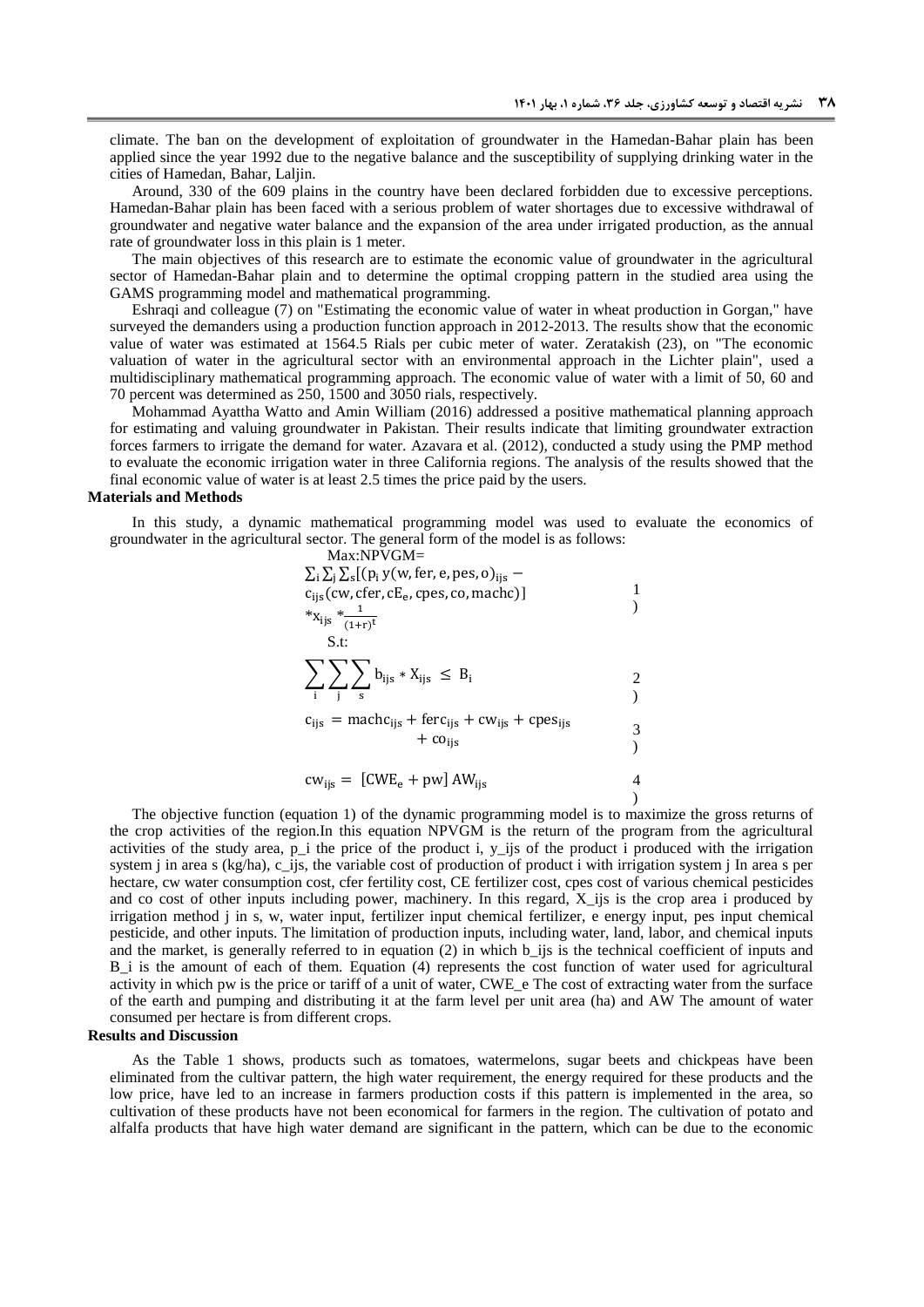climate. The ban on the development of exploitation of groundwater in the Hamedan-Bahar plain has been applied since the year 1992 due to the negative balance and the susceptibility of supplying drinking water in the cities of Hamedan, Bahar, Laljin.

Around, 330 of the 609 plains in the country have been declared forbidden due to excessive perceptions. Hamedan-Bahar plain has been faced with a serious problem of water shortages due to excessive withdrawal of groundwater and negative water balance and the expansion of the area under irrigated production, as the annual rate of groundwater loss in this plain is 1 meter.

The main objectives of this research are to estimate the economic value of groundwater in the agricultural sector of Hamedan-Bahar plain and to determine the optimal cropping pattern in the studied area using the GAMS programming model and mathematical programming.

Eshraqi and colleague (7) on "Estimating the economic value of water in wheat production in Gorgan," have surveyed the demanders using a production function approach in 2012-2013. The results show that the economic value of water was estimated at 1564.5 Rials per cubic meter of water. Zeratakish (23), on "The economic valuation of water in the agricultural sector with an environmental approach in the Lichter plain", used a multidisciplinary mathematical programming approach. The economic value of water with a limit of 50, 60 and 70 percent was determined as 250, 1500 and 3050 rials, respectively.

Mohammad Ayattha Watto and Amin William (2016) addressed a positive mathematical planning approach for estimating and valuing groundwater in Pakistan. Their results indicate that limiting groundwater extraction forces farmers to irrigate the demand for water. Azavara et al. (2012), conducted a study using the PMP method to evaluate the economic irrigation water in three California regions. The analysis of the results showed that the final economic value of water is at least 2.5 times the price paid by the users.

**Materials and Methods**

In this study, a dynamic mathematical programming model was used to evaluate the economics of groundwater in the agricultural sector. The general form of the model is as follows:

$$\text{Max:NPVGM} = \sum_i \sum_j \sum_s [(p_i \, y(w, fer, e, pes, o)_{ijs} - c_{ijs}(cw, cfer, cE_e, cpes, co, machc)] * x_{ijs} * \frac{1}{(1+r)^t} \quad (1)$$

S.t:

$$\sum_i \sum_j \sum_s b_{ijs} * X_{ijs} \leq B_i \quad (2)$$

$$c_{ijs} = machc_{ijs} + ferc_{ijs} + cw_{ijs} + cpes_{ijs} + co_{ijs} \quad (3)$$

$$cw_{ijs} = [CWE_e + pw] \, AW_{ijs} \quad (4)$$

The objective function (equation 1) of the dynamic programming model is to maximize the gross returns of the crop activities of the region.In this equation NPVGM is the return of the program from the agricultural activities of the study area, $p_i$ the price of the product i, $y_{ijs}$ of the product i produced with the irrigation system j in area s (kg/ha), $c_{ijs}$, the variable cost of production of product i with irrigation system j In area s per hectare, cw water consumption cost, cfer fertility cost, CE fertilizer cost, cpes cost of various chemical pesticides and co cost of other inputs including power, machinery. In this regard, $X_{ijs}$ is the crop area i produced by irrigation method j in s, w, water input, fertilizer input chemical fertilizer, e energy input, pes input chemical pesticide, and other inputs. The limitation of production inputs, including water, land, labor, and chemical inputs and the market, is generally referred to in equation (2) in which $b_{ijs}$ is the technical coefficient of inputs and $B_i$ is the amount of each of them. Equation (4) represents the cost function of water used for agricultural activity in which pw is the price or tariff of a unit of water, $CWE_e$ The cost of extracting water from the surface of the earth and pumping and distributing it at the farm level per unit area (ha) and AW The amount of water consumed per hectare is from different crops.

**Results and Discussion**

As the Table 1 shows, products such as tomatoes, watermelons, sugar beets and chickpeas have been eliminated from the cultivar pattern, the high water requirement, the energy required for these products and the low price, have led to an increase in farmers production costs if this pattern is implemented in the area, so cultivation of these products have not been economical for farmers in the region. The cultivation of potato and alfalfa products that have high water demand are significant in the pattern, which can be due to the economic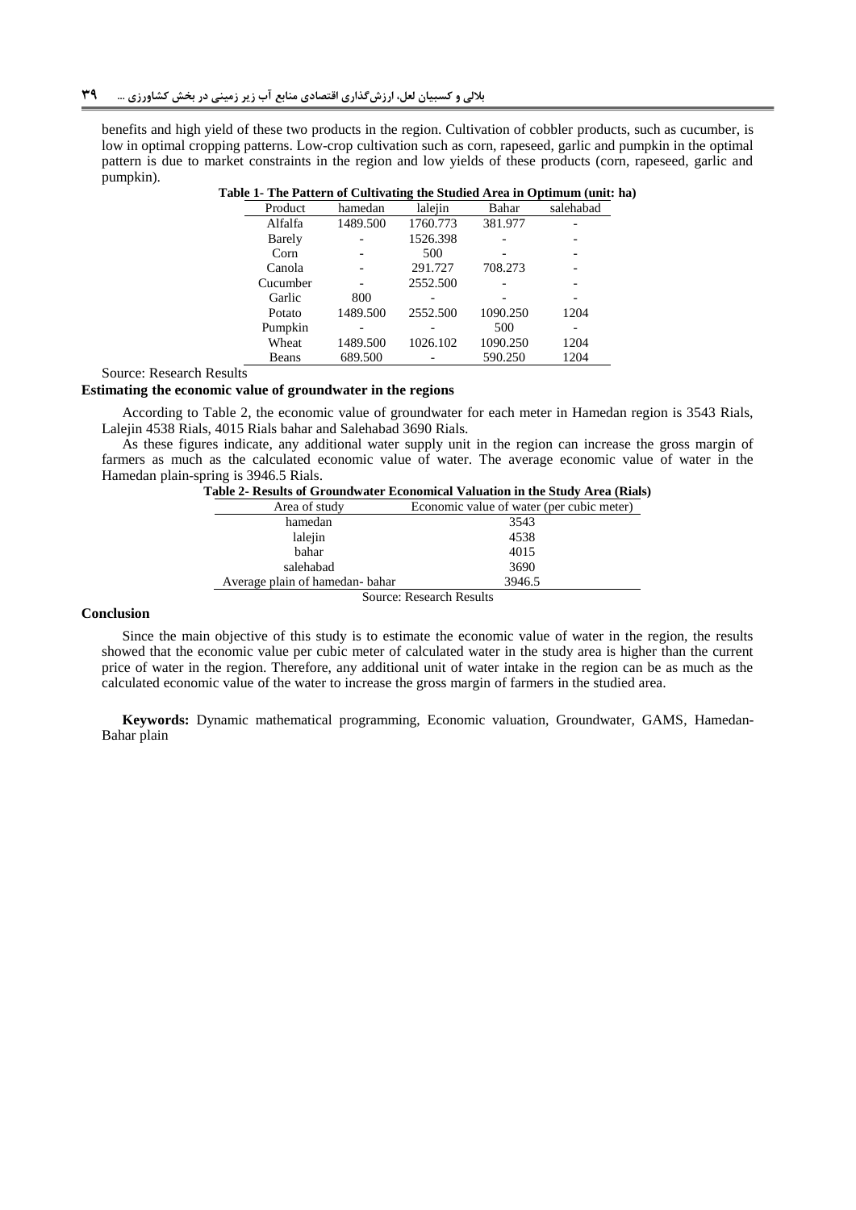benefits and high yield of these two products in the region. Cultivation of cobbler products, such as cucumber, is low in optimal cropping patterns. Low-crop cultivation such as corn, rapeseed, garlic and pumpkin in the optimal pattern is due to market constraints in the region and low yields of these products (corn, rapeseed, garlic and pumpkin).

**Table 1- The Pattern of Cultivating the Studied Area in Optimum (unit: ha)**

| Product | hamedan | lalejin | Bahar | salehabad |
|---|---|---|---|---|
| Alfalfa | 1489.500 | 1760.773 | 381.977 | - |
| Barely | - | 1526.398 | - | - |
| Corn | - | 500 | - | - |
| Canola | - | 291.727 | 708.273 | - |
| Cucumber | - | 2552.500 | - | - |
| Garlic | 800 | - | - | - |
| Potato | 1489.500 | 2552.500 | 1090.250 | 1204 |
| Pumpkin | - | - | 500 | - |
| Wheat | 1489.500 | 1026.102 | 1090.250 | 1204 |
| Beans | 689.500 | - | 590.250 | 1204 |

Source: Research Results

**Estimating the economic value of groundwater in the regions**

According to Table 2, the economic value of groundwater for each meter in Hamedan region is 3543 Rials, Lalejin 4538 Rials, 4015 Rials bahar and Salehabad 3690 Rials.

As these figures indicate, any additional water supply unit in the region can increase the gross margin of farmers as much as the calculated economic value of water. The average economic value of water in the Hamedan plain-spring is 3946.5 Rials.

**Table 2- Results of Groundwater Economical Valuation in the Study Area (Rials)**

| Area of study | Economic value of water (per cubic meter) |
|---|---|
| hamedan | 3543 |
| lalejin | 4538 |
| bahar | 4015 |
| salehabad | 3690 |
| Average plain of hamedan- bahar | 3946.5 |

Source: Research Results

**Conclusion**

Since the main objective of this study is to estimate the economic value of water in the region, the results showed that the economic value per cubic meter of calculated water in the study area is higher than the current price of water in the region. Therefore, any additional unit of water intake in the region can be as much as the calculated economic value of the water to increase the gross margin of farmers in the studied area.

**Keywords:** Dynamic mathematical programming, Economic valuation, Groundwater, GAMS, Hamedan-Bahar plain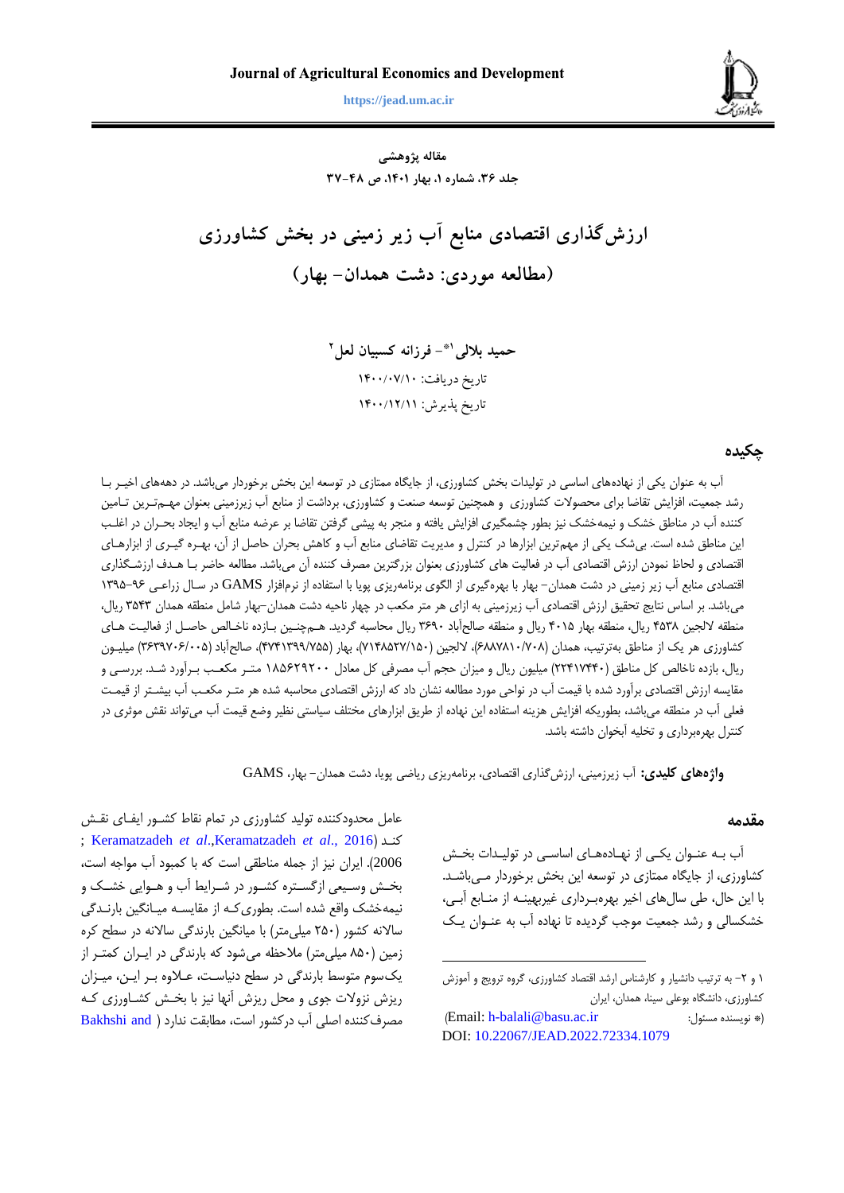**Journal of Agricultural Economics and Development**

https://jead.um.ac.ir

**مقاله پژوهشی**

**جلد ۳۶، شماره ۱، بهار ۱۴۰۱، ص ۴۸-۳۷**

# ارزش‌گذاری اقتصادی منابع آب زیر زمینی در بخش کشاورزی (مطالعه موردی: دشت همدان- بهار)

**حمید بلالی[1]*- فرزانه کسبیان لعل[2]**

تاریخ دریافت: ۱۴۰۰/۰۷/۱۰

تاریخ پذیرش: ۱۴۰۰/۱۲/۱۱

## چکیده

آب به عنوان یکی از نهاده‌های اساسی در تولیدات بخش کشاورزی، از جایگاه ممتازی در توسعه این بخش برخوردار می‌باشد. در دهه‌های اخیر با رشد جمعیت، افزایش تقاضا برای محصولات کشاورزی و همچنین توسعه صنعت و کشاورزی، برداشت از منابع آب زیرزمینی بعنوان مهم‌ترین تامین کننده آب در مناطق خشک و نیمه‌خشک نیز بطور چشمگیری افزایش یافته و منجر به پیشی گرفتن تقاضا بر عرضه منابع آب و ایجاد بحران در اغلب این مناطق شده است. بی‌شک یکی از مهم‌ترین ابزارها در کنترل و مدیریت تقاضای منابع آب و کاهش بحران حاصل از آن، بهره گیری از ابزارهای اقتصادی و لحاظ نمودن ارزش اقتصادی آب در فعالیت های کشاورزی بعنوان بزرگترین مصرف کننده آن می‌باشد. مطالعه حاضر با هدف ارزش‌گذاری اقتصادی منابع آب زیر زمینی در دشت همدان- بهار با بهره‌گیری از الگوی برنامه‌ریزی پویا با استفاده از نرم‌افزار GAMS در سال زراعی ۹۶-۱۳۹۵ می‌باشد. بر اساس نتایج تحقیق ارزش اقتصادی آب زیرزمینی به ازای هر متر مکعب در چهار ناحیه دشت همدان-بهار شامل منطقه همدان ۳۵۴۳ ریال، منطقه لالجین ۴۵۳۸ ریال، منطقه بهار ۴۰۱۵ ریال و منطقه صالح‌آباد ۳۶۹۰ ریال محاسبه گردید. همچنین بازده ناخالص حاصل از فعالیت های کشاورزی هر یک از مناطق به‌ترتیب، همدان (۶۸۸۷۸۱۰/۷۰۸)، لالجین (۷۱۴۸۵۲۷/۱۵۰)، بهار (۴۷۴۱۳۹۹/۷۵۵)، صالح‌آباد (۳۶۳۹۷۰۶/۰۰۵) میلیون ریال، بازده ناخالص کل مناطق (۲۲۴۱۷۴۴۰) میلیون ریال و میزان حجم آب مصرفی کل معادل ۱۸۵۶۲۹۲۰۰ متر مکعب برآورد شد. بررسی و مقایسه ارزش اقتصادی برآورد شده با قیمت آب در نواحی مورد مطالعه نشان داد که ارزش اقتصادی محاسبه شده هر متر مکعب آب بیشتر از قیمت فعلی آب در منطقه می‌باشد، بطوریکه افزایش هزینه استفاده این نهاده از طریق ابزارهای مختلف سیاستی نظیر وضع قیمت آب می‌تواند نقش موثری در کنترل بهره‌برداری و تخلیه آبخوان داشته باشد.

**واژه‌های کلیدی:** آب زیرزمینی، ارزش‌گذاری اقتصادی، برنامه‌ریزی ریاضی پویا، دشت همدان- بهار، GAMS

## مقدمه

آب به عنوان یکی از نهاده‌های اساسی در تولیدات بخش کشاورزی، از جایگاه ممتازی در توسعه این بخش برخوردار می‌باشد. با این حال، طی سال‌های اخیر بهره‌برداری غیربهینه از منابع آبی، خشکسالی و رشد جمعیت موجب گردیده تا نهاده آب به عنوان یک عامل محدودکننده تولید کشاورزی در تمام نقاط کشور ایفای نقش کند (Keramatzadeh *et al*., 2016; Keramatzadeh *et al*., 2006). ایران نیز از جمله مناطقی است که با کمبود آب مواجه است، بخش وسیعی ازگستره کشور در شرایط آب و هوایی خشک و نیمه‌خشک واقع شده است. بطوری‌که از مقایسه میانگین بارندگی سالانه کشور (۲۵۰ میلی‌متر) با میانگین بارندگی سالانه در سطح کره زمین (۸۵۰ میلی‌متر) ملاحظه می‌شود که بارندگی در ایران کمتر از یک‌سوم متوسط بارندگی در سطح دنیاست، علاوه بر این، میزان ریزش نزولات جوی و محل ریزش آنها نیز با بخش کشاورزی که مصرف‌کننده اصلی آب درکشور است، مطابقت ندارد ( Bakhshi and

---

۱ و ۲- به ترتیب دانشیار و کارشناس ارشد اقتصاد کشاورزی، گروه ترویج و آموزش کشاورزی، دانشگاه بوعلی سینا، همدان، ایران

(* نویسنده مسئول: Email: h-balali@basu.ac.ir)

DOI: 10.22067/JEAD.2022.72334.1079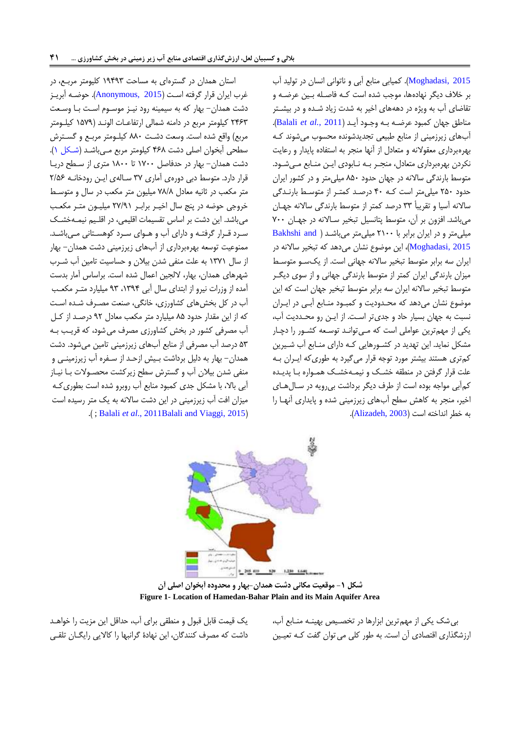(Moghadasi, 2015). کمیابی منابع آبی و ناتوانی انسان در تولید آب بر خلاف دیگر نهاده‌ها، موجب شده است که فاصله بین عرضه و تقاضای آب به ویژه در دهه‌های اخیر به شدت زیاد شده و در بیشتر مناطق جهان کمبود عرضه به وجود آید (Balali *et al.*, 2011). آب‌های زیرزمینی از منابع طبیعی تجدیدشونده محسوب می‌شوند که بهره‌برداری معقولانه و متعادل از آنها منجر به استفاده پایدار و رعایت نکردن بهره‌برداری متعادل، منجر به نابودی این منابع می‌شود. متوسط بارندگی سالانه در جهان حدود ۸۵۰ میلی‌متر و در کشور ایران حدود ۲۵۰ میلی‌متر است که ۴۰ درصد کمتر از متوسط بارندگی سالانه آسیا و تقریباً ۳۳ درصد کمتر از متوسط بارندگی سالانه جهان می‌باشد. افزون بر آن، متوسط پتانسیل تبخیر سالانه در جهان ۷۰۰ میلی‌متر و در ایران برابر با ۲۱۰۰ میلی‌متر می‌باشد (Bakhshi and Moghadasi, 2015)، این موضوع نشان می‌دهد که تبخیر سالانه در ایران سه برابر متوسط تبخیر سالانه جهانی است. از یکسو متوسط میزان بارندگی ایران کمتر از متوسط بارندگی جهانی و از سوی دیگر متوسط تبخیر سالانه ایران سه برابر متوسط تبخیر جهان است که این موضوع نشان می‌دهد که محدودیت و کمبود منابع آبی در ایران نسبت به جهان بسیار حاد و جدی‌تر است. از این رو محدودیت آب، یکی از مهم‌ترین عواملی است که می‌تواند توسعه کشور را دچار مشکل نماید. این تهدید در کشورهایی که دارای منابع آب شیرین کم‌تری هستند بیشتر مورد توجه قرار می‌گیرد به طوری‌که ایران به علت قرار گرفتن در منطقه خشک و نیمه‌خشک همواره با پدیده کم‌آبی مواجه بوده است از طرف دیگر برداشت بی‌رویه در سال‌های اخیر، منجر به کاهش سطح آب‌های زیرزمینی شده و پایداری آنها را به خطر انداخته است (Alizadeh, 2003).

استان همدان در گستره‌ای به مساحت ۱۹۴۹۳ کلیومتر مربع، در غرب ایران قرار گرفته است (Anonymous, 2015). حوضه آبریز دشت همدان- بهار که به سیمینه رود نیز موسوم است با وسعت ۲۴۶۳ کیلومتر مربع در دامنه شمالی ارتفاعات الوند (۱۵۷۹ کیلومتر مربع) واقع شده است. وسعت دشت ۸۸۰ کیلومتر مربع و گسترش سطحی آبخوان اصلی دشت ۴۶۸ کیلومتر مربع می‌باشد (شکل ۱). دشت همدان- بهار در حدفاصل ۱۷۰۰ تا ۱۸۰۰ متری از سطح دریا قرار دارد. متوسط دبی دوره‌ی آماری ۳۷ ساله‌ی این رودخانه ۲/۵۶ متر مکعب در ثانیه معادل ۷۸/۸ میلیون متر مکعب در سال و متوسط خروجی حوضه در پنج سال اخیر برابر ۲۷/۹۱ میلیون متر مکعب می‌باشد. این دشت بر اساس تقسیمات اقلیمی، در اقلیم نیمه‌خشک سرد قرار گرفته و دارای آب و هوای سرد کوهستانی می‌باشد. ممنوعیت توسعه بهره‌برداری از آب‌های زیرزمینی دشت همدان- بهار از سال ۱۳۷۱ به علت منفی شدن بیلان و حساسیت تامین آب شرب شهرهای همدان، بهار، لالجین اعمال شده است. براساس آمار بدست آمده از وزرات نیرو از ابتدای سال آبی ۱۳۹۴، ۹۳ میلیارد متر مکعب آب در کل بخش‌های کشاورزی، خانگی، صنعت مصرف شده است که از این مقدار حدود ۸۵ میلیارد متر مکعب معادل ۹۲ درصد از کل آب مصرفی کشور در بخش کشاورزی مصرف می‌شود، که قریب به ۵۳ درصد آب مصرفی از منابع آب‌های زیرزمینی تامین می‌شود. دشت همدان- بهار به دلیل برداشت بیش ازحد از سفره آب زیرزمینی و منفی شدن بیلان آب و گسترش سطح زیرکشت محصولات با نیاز آبی بالا، با مشکل جدی کمبود منابع آب روبرو شده است بطوری‌که میزان افت آب زیرزمینی در این دشت سالانه به یک متر رسیده است (; Balali *et al.*, 2011Balali and Viaggi, 2015).

شکل ۱- موقعیت مکانی دشت همدان-بهار و محدوده آبخوان اصلی آن

**Figure 1- Location of Hamedan-Bahar Plain and its Main Aquifer Area**

بی‌شک یکی از مهم‌ترین ابزارها در تخصیص بهینه منابع آب، ارزشگذاری اقتصادی آن است. به طور کلی می‌توان گفت که تعیین یک قیمت قابل قبول و منطقی برای آب، حداقل این مزیت را خواهد داشت که مصرف کنندگان، این نهادهٔ گرانبها را کالایی رایگان تلقی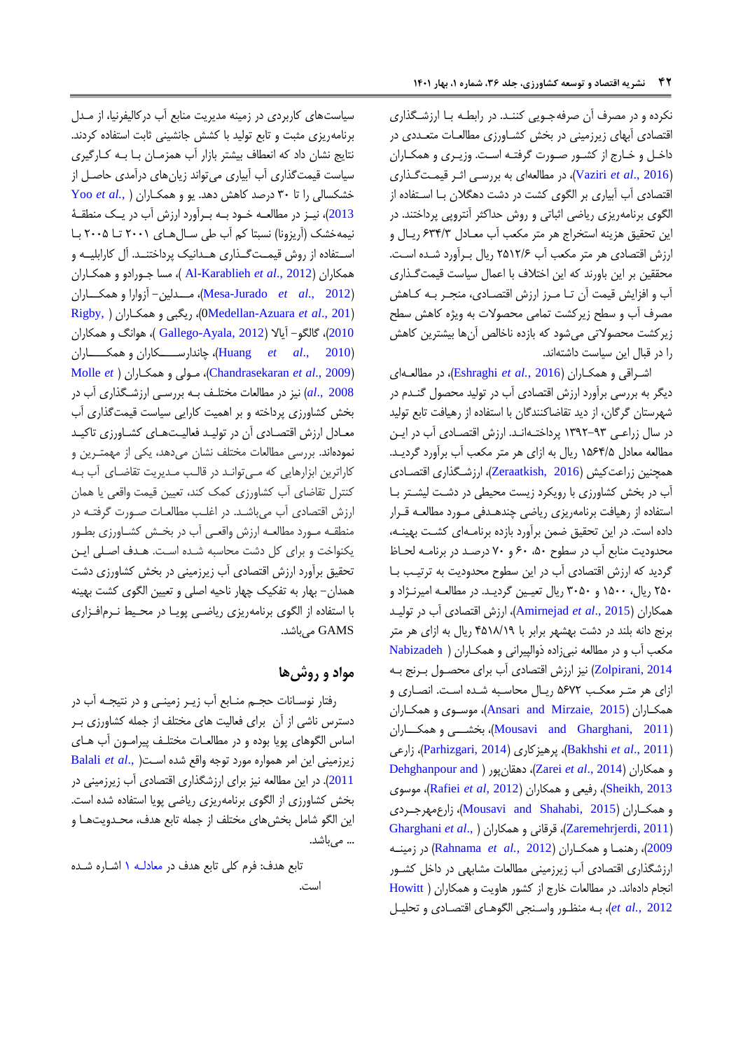نکرده و در مصرف آن صرفه‌جویی کنند. در رابطه با ارزشگذاری اقتصادی آبهای زیرزمینی در بخش کشاورزی مطالعات متعددی در داخل و خارج از کشور صورت گرفته است. وزیری و همکاران (Vaziri *et al.*, 2016)، در مطالعه‌ای به بررسی اثر قیمت‌گذاری اقتصادی آب آبیاری بر الگوی کشت در دشت دهگلان با استفاده از الگوی برنامه‌ریزی ریاضی اثباتی و روش حداکثر آنتروپی پرداختند. در این تحقیق هزینه استخراج هر متر مکعب آب معادل ۶۳۴/۳ ریال و ارزش اقتصادی هر متر مکعب آب ۲۵۱۲/۶ ریال برآورد شده است. محققین بر این باورند که این اختلاف با اعمال سیاست قیمت‌گذاری آب و افزایش قیمت آن تا مرز ارزش اقتصادی، منجر به کاهش مصرف آب و سطح زیرکشت تمامی محصولات به ویژه کاهش سطح زیرکشت محصولاتی می‌شود که بازده ناخالص آن‌ها بیشترین کاهش را در قبال این سیاست داشته‌اند.

اشراقی و همکاران (Eshraghi *et al.*, 2016)، در مطالعه‌ای دیگر به بررسی برآورد ارزش اقتصادی آب در تولید محصول گندم در شهرستان گرگان، از دید تقاضاکنندگان با استفاده از رهیافت تابع تولید در سال زراعی ۹۳-۱۳۹۲ پرداخته‌اند. ارزش اقتصادی آب در این مطالعه معادل ۱۵۶۴/۵ ریال به ازای هر متر مکعب آب برآورد گردید. همچنین زراعت‌کیش (Zeraatkish, 2016)، ارزشگذاری اقتصادی آب در بخش کشاورزی با رویکرد زیست محیطی در دشت لیشتر با استفاده از رهیافت برنامه‌ریزی ریاضی چندهدفی مورد مطالعه قرار داده است. در این تحقیق ضمن برآورد بازده برنامه‌ای کشت بهینه، محدودیت منابع آب در سطوح ۵۰، ۶۰ و ۷۰ درصد در برنامه لحاظ گردید که ارزش اقتصادی آب در این سطوح محدودیت به ترتیب با ۲۵۰ ریال، ۱۵۰۰ و ۳۰۵۰ ریال تعیین گردید. در مطالعه امیرنژاد و همکاران (Amirnejad *et al.*, 2015)، ارزش اقتصادی آب در تولید برنج دانه بلند در دشت بهشهر برابر با ۴۵۱۸/۱۹ ریال به ازای هر متر مکعب آب و در مطالعه نبی‌زاده ذوالپیرانی و همکاران ( Nabizadeh Zolpirani, 2014) نیز ارزش اقتصادی آب برای محصول برنج به ازای هر متر مکعب ۵۶۷۲ ریال محاسبه شده است. انصاری و همکاران (Ansari and Mirzaie, 2015)، موسوی و همکاران (Mousavi and Gharghani, 2011)، بخشی و همکاران (Bakhshi *et al.*, 2011)، پرهیزکاری (Parhizgari, 2014)، زارعی و همکاران (Zarei *et al.*, 2014)، دهقانپور ( Dehghanpour and Sheikh, 2013)، رفیعی و همکاران (Rafiei *et al*, 2012)، موسوی و همکاران (Mousavi and Shahabi, 2015)، زارع‌مهرجردی (Zaremehrjerdi, 2011)، قرقانی و همکاران ( Gharghani *et al.*, 2009)، رهنما و همکاران (Rahnama *et al.*, 2012) در زمینه ارزشگذاری اقتصادی آب زیرزمینی مطالعات مشابهی در داخل کشور انجام داده‌اند. در مطالعات خارج از کشور هاویت و همکاران ( Howitt *et al.*, 2012)، به منظور واسنجی الگوهای اقتصادی و تحلیل سیاست‌های کاربردی در زمینه مدیریت منابع آب درکالیفرنیا، از مدل برنامه‌ریزی مثبت و تابع تولید با کشش جانشینی ثابت استفاده کردند. نتایج نشان داد که انعطاف بیشتر بازار آب همزمان با به کارگیری سیاست قیمت‌گذاری آب آبیاری می‌تواند زیان‌های درآمدی حاصل از خشکسالی را تا ۳۰ درصد کاهش دهد. یو و همکاران ( Yoo *et al.*, 2013)، نیز در مطالعه خود به برآورد ارزش آب در یک منطقهٔ نیمه‌خشک (آریزونا) نسبتا کم آب طی سال‌های ۲۰۰۱ تا ۲۰۰۵ با استفاده از روش قیمت‌گذاری هدانیک پرداختند. آل کارابلیه و همکاران (Al-Karablieh *et al.*, 2012)، مسا جورادو و همکاران (Mesa-Jurado *et al.*, 2012)، مدلین- آزوارا و همکاران (Medellan-Azuara *et al.*, 2010)، ریگبی و همکاران (Rigby, 2010)، گالگو- آیالا (Gallego-Ayala, 2012)، هوانگ و همکاران (Huang *et al.*, 2010)، چاندراسکاران و همکاران (Chandrasekaran *et al.*, 2009)، مولی و همکاران ( Molle *et al.*, 2008) نیز در مطالعات مختلف به بررسی ارزشگذاری آب در بخش کشاورزی پرداخته و بر اهمیت کارایی سیاست قیمت‌گذاری آب معادل ارزش اقتصادی آن در تولید فعالیت‌های کشاورزی تاکید نموده‌اند. بررسی مطالعات مختلف نشان می‌دهد، یکی از مهمترین و کاراترین ابزارهایی که می‌توانند در قالب مدیریت تقاضای آب به کنترل تقاضای آب کشاورزی کمک کند، تعیین قیمت واقعی یا همان ارزش اقتصادی آب می‌باشد. در اغلب مطالعات صورت گرفته در منطقه مورد مطالعه ارزش واقعی آب در بخش کشاورزی بطور یکنواخت و برای کل دشت محاسبه شده است. هدف اصلی این تحقیق برآورد ارزش اقتصادی آب زیرزمینی در بخش کشاورزی دشت همدان- بهار به تفکیک چهار ناحیه اصلی و تعیین الگوی کشت بهینه با استفاده از الگوی برنامه‌ریزی ریاضی پویا در محیط نرم‌افزاری GAMS می‌باشد.

## مواد و روش‌ها

رفتار نوسانات حجم منابع آب زیر زمینی و در نتیجه آب در دسترس ناشی از آن برای فعالیت های مختلف از جمله کشاورزی بر اساس الگوهای پویا بوده و در مطالعات مختلف پیرامون آب های زیرزمینی این امر همواره مورد توجه واقع شده است( Balali *et al.*, 2011). در این مطالعه نیز برای ارزشگذاری اقتصادی آب زیرزمینی در بخش کشاورزی از الگوی برنامه‌ریزی ریاضی پویا استفاده شده است. این الگو شامل بخش‌های مختلف از جمله تابع هدف، محدودیت‌ها و ... می‌باشد.

تابع هدف: فرم کلی تابع هدف در معادله ۱ اشاره شده است.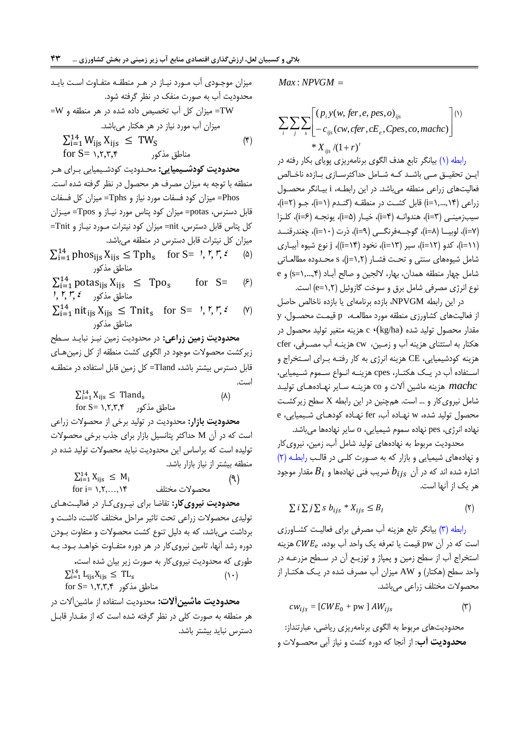$$Max: NPVGM =$$

$$\sum_i \sum_j \sum_s \begin{bmatrix} (p_i y(w, fer, e, pes, o)_{ijs} \\ -c_{ijs}(cw, cfer, cE_e, Cpes, co, machc) \end{bmatrix} * X_{ijs} / (1+r)^t \quad (1)$$

رابطه (۱) بیانگر تابع هدف الگوی برنامه‌ریزی پویای بکار رفته در این تحقیق می‌باشد که شامل حداکثرسازی بازده ناخالص فعالیت‌های زراعی منطقه می‌باشد. در این رابطه، i بیانگر محصول زراعی (i=۱,...,۱۴) قابل کشت در منطقه (گندم (i=۱)، جو (i=۲)، سیب‌زمینی (i=۳)، هندوانه (i=۴)، خیار (i=۵)، یونجه (i=۶)، کلزا (i=۷)، لوبیا (i=۸)، گوجه‌فرنگی (i=۹)، ذرت (i=۱۰)، چغندرقند (i=۱۱)، کدو (i=۱۲)، سیر (i=۱۳)، نخود (i=۱۴))، j نوع شیوه آبیاری شامل شیوه‌های سنتی و تحت فشار (j=۱,۲)، s محدوده مطالعاتی شامل چهار منطقه همدان، بهار، لالجین و صالح آباد (s=۱,...,۴) و e نوع انرژی مصرفی شامل برق و سوخت گازوئیل (e=۱,۲) است.

در این رابطه NPVGM، بازده برنامه‌ای یا بازده ناخالص حاصل از فعالیت‌های کشاورزی منطقه مورد مطالعه، p قیمت محصول، y مقدار محصول تولید شده (kg/ha)، c هزینه متغیر تولید محصول در هکتار به استثنای هزینه آب و زمین، cw هزینه آب مصرفی، cfer هزینه کودشیمیایی، CE هزینه انرژی به کار رفته برای استخراج و استفاده آب در یک هکتار، cpes هزینه انواع سموم شیمیایی، *machc* هزینه ماشین آلات و co هزینه سایر نهاده‌های تولید شامل نیروی‌کار و ... است. همچنین در این رابطه X سطح زیرکشت محصول تولید شده، w نهاده آب، fer نهاده کودهای شیمیایی، e نهاده انرژی، pes نهاده سموم شیمیایی، o سایر نهاده‌ها می‌باشد.

محدودیت مربوط به نهاده‌های تولید شامل آب، زمین، نیروی‌کار و نهاده‌های شیمیایی و بازار که به صورت کلی در قالب رابطه (۲) اشاره شده اند که در آن $b_{ijs}$ ضریب فنی نهاده‌ها و $B_i$ مقدار موجود هر یک از آنها است.

$$\sum i \sum j \sum s\ b_{ijs} * X_{ijs} \le B_I \quad (۲)$$

رابطه (۳) بیانگر تابع هزینه آب مصرفی برای فعالیت کشاورزی است که در آن pw قیمت یا تعرفه یک واحد آب بوده، $CWE_e$ هزینه استخراج آب از سطح زمین و پمپاژ و توزیع آن در سطح مزرعه در واحد سطح (هکتار) و AW میزان آب مصرف شده در یک هکتار از محصولات مختلف زراعی می‌باشد.

$$cw_{ijs} = [CWE_0 + \text{pw}]\ AW_{ijs} \quad (۳)$$

محدودیت‌های مربوط به الگوی برنامه‌ریزی ریاضی، عبارتنداز:

**محدودیت آب**: از آنجا که دوره کشت و نیاز آبی محصولات و میزان موجودی آب مورد نیاز در هر منطقه متفاوت است باید محدودیت آب به صورت منفک در نظر گرفته شود.

TW= میزان کل آب تخصیص داده شده در هر منطقه و W= میزان آب مورد نیاز در هر هکتار می‌باشد.

$$\sum_{i=1}^{14} W_{ijs} X_{ijs} \le TW_S \quad (۴)$$

for S= ۱,۲,۳,۴ مناطق مذکور

**محدودیت کودشیمیایی:** محدودیت کودشیمیایی برای هر منطقه با توجه به میزان مصرف هر محصول در نظر گرفته شده است. Phos= میزان کود فسفات مورد نیاز و Tphs= میزان کل فسفات قابل دسترس، potas= میزان کود پتاس مورد نیاز و Tpos= میزان کل پتاس قابل دسترس، nit= میزان کود نیترات مورد نیاز و Tnit= میزان کل نیترات قابل دسترس در منطقه می‌باشد.

$$\sum_{i=1}^{14} \text{phos}_{ijs} X_{ijs} \le \text{Tph}_s \quad \text{for S= ۱, ۲, ۳, ۴} \quad (۵)$$

مناطق مذکور

$$\sum_{i=1}^{14} \text{potas}_{ijs} X_{ijs} \le \text{Tpo}_s \quad \text{for S= ۱, ۲, ۳, ۴} \quad (۶)$$

مناطق مذکور

$$\sum_{i=1}^{14} \text{nit}_{ijs} X_{ijs} \le \text{Tnit}_s \quad \text{for S= ۱, ۲, ۳, ۴} \quad (۷)$$

مناطق مذکور

**محدودیت زمین زراعی:** در محدودیت زمین نیز نباید سطح زیرکشت محصولات موجود در الگوی کشت منطقه از کل زمین‌های قابل دسترس بیشتر باشد. Tland= کل زمین قابل استفاده در منطقه است.

$$\sum_{i=1}^{14} X_{ijs} \le \text{Tland}_s \quad (۸)$$

for S= ۱,۲,۳,۴ مناطق مذکور

**محدودیت بازار:** محدودیت در تولید برخی از محصولات زراعی است که در آن M حداکثر پتانسیل بازار برای جذب برخی محصولات تولیده است که براساس این محدودیت نباید محصولات تولید شده در منطقه بیشتر از نیاز بازار باشد.

$$\sum_{i=1}^{14} X_{ijs} \le M_i \quad (۹)$$

for i= ۱,۲,...,۱۴ محصولات مختلف

**محدودیت نیروی‌کار:** تقاضا برای نیروی‌کار در فعالیت‌های تولیدی محصولات زراعی تحت تاثیر مراحل مختلف کاشت، داشت و برداشت می‌باشد، که به دلیل تنوع کشت محصولات و متفاوت بودن دوره رشد آنها، تامین نیروی‌کار در هر دوره متفاوت خواهد بود. به طوری که محدودیت نیروی‌کار به صورت زیر بیان شده است.

$$\sum_{i=1}^{14} L_{ijs} X_{ijs} \le TL_s \quad (۱۰)$$

for S= ۱,۲,۳,۴ مناطق مذکور

**محدودیت ماشین‌آلات:** محدودیت استفاده از ماشین‌آلات در هر منطقه به صورت کلی در نظر گرفته شده است که از مقدار قابل دسترس نباید بیشتر باشد.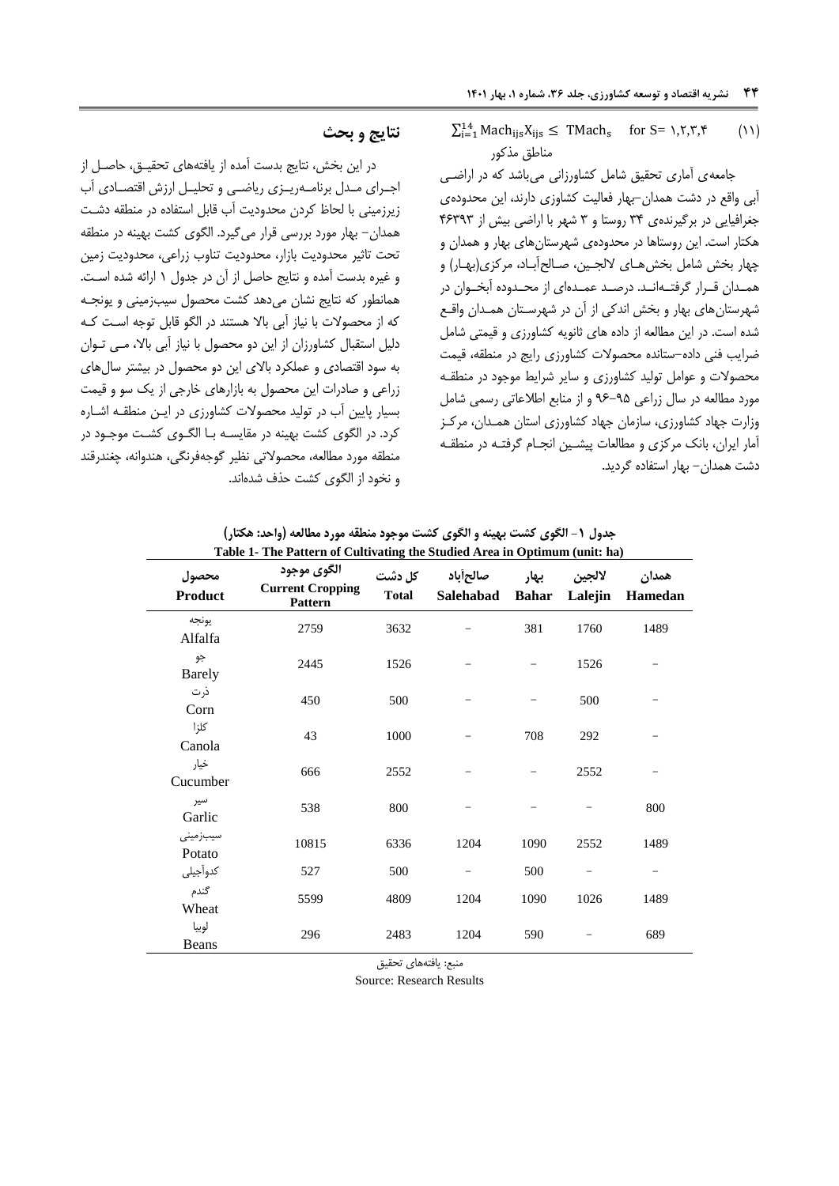$$\sum_{i=1}^{14} Mach_{ijs}X_{ijs} \leq TMach_s \quad \text{for S= ۱,۲,۳,۴} \qquad (۱۱)$$

مناطق مذکور

جامعه‌ی آماری تحقیق شامل کشاورزانی می‌باشد که در اراضی آبی واقع در دشت همدان-بهار فعالیت کشاوزی دارند، این محدوده‌ی جغرافیایی در برگیرنده‌ی ۳۴ روستا و ۳ شهر با اراضی بیش از ۴۶۳۹۳ هکتار است. این روستاها در محدوده‌ی شهرستان‌های بهار و همدان و چهار بخش شامل بخش‌های لالجین، صالح‌آباد، مرکزی(بهار) و همدان قرار گرفته‌اند. درصد عمده‌ای از محدوده آبخوان در شهرستان‌های بهار و بخش اندکی از آن در شهرستان همدان واقع شده است. در این مطالعه از داده های ثانویه کشاورزی و قیمتی شامل ضرایب فنی داده-ستانده محصولات کشاورزی رایج در منطقه، قیمت محصولات و عوامل تولید کشاورزی و سایر شرایط موجود در منطقه مورد مطالعه در سال زراعی ۹۵-۹۶ و از منابع اطلاعاتی رسمی شامل وزارت جهاد کشاورزی، سازمان جهاد کشاورزی استان همدان، مرکز آمار ایران، بانک مرکزی و مطالعات پیشین انجام گرفته در منطقه دشت همدان- بهار استفاده گردید.

## نتایج و بحث

در این بخش، نتایج بدست آمده از یافته‌های تحقیق، حاصل از اجرای مدل برنامه‌ریزی ریاضی و تحلیل ارزش اقتصادی آب زیرزمینی با لحاظ کردن محدودیت آب قابل استفاده در منطقه دشت همدان- بهار مورد بررسی قرار می‌گیرد. الگوی کشت بهینه در منطقه تحت تاثیر محدودیت بازار، محدودیت تناوب زراعی، محدودیت زمین و غیره بدست آمده و نتایج حاصل از آن در جدول ۱ ارائه شده است. همانطور که نتایج نشان می‌دهد کشت محصول سیب‌زمینی و یونجه که از محصولات با نیاز آبی بالا هستند در الگو قابل توجه است که دلیل استقبال کشاورزان از این دو محصول با نیاز آبی بالا، می توان به سود اقتصادی و عملکرد بالای این دو محصول در بیشتر سال‌های زراعی و صادرات این محصول به بازارهای خارجی از یک سو و قیمت بسیار پایین آب در تولید محصولات کشاورزی در این منطقه اشاره کرد. در الگوی کشت بهینه در مقایسه با الگوی کشت موجود در منطقه مورد مطالعه، محصولاتی نظیر گوجه‌فرنگی، هندوانه، چغندرقند و نخود از الگوی کشت حذف شده‌اند.

جدول ۱- الگوی کشت بهینه و الگوی کشت موجود منطقه مورد مطالعه (واحد: هکتار)

Table 1- The Pattern of Cultivating the Studied Area in Optimum (unit: ha)

| محصول Product | الگوی موجود Current Cropping Pattern | کل دشت Total | صالح‌آباد Salehabad | بهار Bahar | لالجین Lalejin | همدان Hamedan |
|---|---|---|---|---|---|---|
| یونجه Alfalfa | 2759 | 3632 | - | 381 | 1760 | 1489 |
| جو Barely | 2445 | 1526 | - | - | 1526 | - |
| ذرت Corn | 450 | 500 | - | - | 500 | - |
| کلزا Canola | 43 | 1000 | - | 708 | 292 | - |
| خیار Cucumber | 666 | 2552 | - | - | 2552 | - |
| سیر Garlic | 538 | 800 | - | - | - | 800 |
| سیب‌زمینی Potato | 10815 | 6336 | 1204 | 1090 | 2552 | 1489 |
| کدوآجیلی | 527 | 500 | - | 500 | - | - |
| گندم Wheat | 5599 | 4809 | 1204 | 1090 | 1026 | 1489 |
| لوبیا Beans | 296 | 2483 | 1204 | 590 | - | 689 |

منبع: یافته‌های تحقیق

Source: Research Results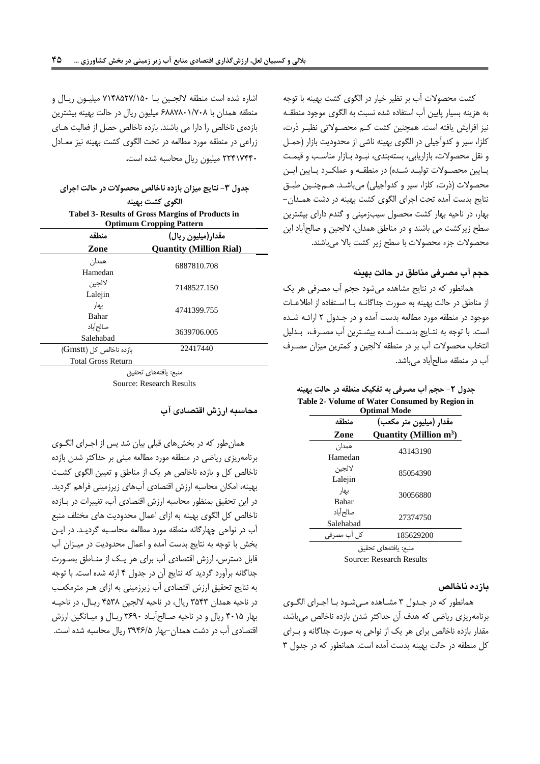کشت محصولات آب بر نظیر خیار در الگوی کشت بهینه با توجه به هزینه بسیار پایین آب استفاده شده نسبت به الگوی موجود منطقه نیز افزایش یافته است. همچنین کشت کم محصولاتی نظیر ذرت، کلزا، سیر و کدوآجیلی در الگوی بهینه ناشی از محدودیت بازار (حمل و نقل محصولات، بازاریابی، بسته‌بندی، نبود بازار مناسب و قیمت پایین محصولات تولید شده) در منطقه و عملکرد پایین این محصولات (ذرت، کلزا، سیر و کدوآجیلی) می‌باشد. هم‌چنین طبق نتایج بدست آمده تحت اجرای الگوی کشت بهینه در دشت همدان- بهار، در ناحیه بهار کشت محصول سیب‌زمینی و گندم دارای بیشترین سطح زیرکشت می باشد و در مناطق همدان، لالجین و صالح‌آباد این محصولات جزء محصولات با سطح زیر کشت بالا می‌باشند.

### حجم آب مصرفی مناطق در حالت بهینه

همانطور که در نتایج مشاهده می‌شود حجم آب مصرفی هر یک از مناطق در حالت بهینه به صورت جداگانه با استفاده از اطلاعات موجود در منطقه مورد مطالعه بدست آمده و در جدول ۲ ارائه شده است. با توجه به نتایج بدست آمده بیشترین آب مصرف، بدلیل انتخاب محصولات آب بر در منطقه لالجین و کمترین میزان مصرف آب در منطقه صالح‌آباد می‌باشد.

**جدول ۲- حجم آب مصرفی به تفکیک منطقه در حالت بهینه**

**Table 2- Volume of Water Consumed by Region in Optimal Mode**

| منطقه<br>Zone | مقدار (میلیون متر مکعب)<br>Quantity (Million $m^3$) |
|---|---|
| همدان<br>Hamedan | 43143190 |
| لالجین<br>Lalejin | 85054390 |
| بهار<br>Bahar | 30056880 |
| صالح‌آباد<br>Salehabad | 27374750 |
| کل آب مصرفی | 185629200 |

منبع: یافته‌های تحقیق

Source: Research Results

### بازده ناخالص

همانطور که در جدول ۳ مشاهده می‌شود با اجرای الگوی برنامه‌ریزی ریاضی که هدف آن حداکثر شدن بازده ناخالص می‌باشد، مقدار بازده ناخالص برای هر یک از نواحی به صورت جداگانه و برای کل منطقه در حالت بهینه بدست آمده است. همانطور که در جدول ۳ اشاره شده است منطقه لالجین با ۷۱۴۸۵۲۷/۱۵۰ میلیون ریال و منطقه همدان با ۶۸۸۷۸۰۱/۷۰۸ میلیون ریال در حالت بهینه بیشترین بازده‌ی ناخالص را دارا می باشند. بازده ناخالص حصل از فعالیت های زراعی در منطقه مورد مطالعه در تحت الگوی کشت بهینه نیز معادل ۲۲۴۱۷۴۴۰ میلیون ریال محاسبه شده است.

**جدول ۳- نتایج میزان بازده ناخالص محصولات در حالت اجرای الگوی کشت بهینه**

**Tabel 3- Results of Gross Margins of Products in Optimum Cropping Pattern**

| منطقه<br>Zone | مقدار(میلیون ریال)<br>Quantity (Million Rial) |
|---|---|
| همدان<br>Hamedan | 6887810.708 |
| لالجین<br>Lalejin | 7148527.150 |
| بهار<br>Bahar | 4741399.755 |
| صالح‌آباد<br>Salehabad | 3639706.005 |
| بازده ناخالص کل (Gmstt)<br>Total Gross Return | 22417440 |

منبع: یافته‌های تحقیق

Source: Research Results

### محاسبه ارزش اقتصادی آب

همان‌طور که در بخش‌های قبلی بیان شد پس از اجرای الگوی برنامه‌ریزی ریاضی در منطقه مورد مطالعه مبنی بر حداکثر شدن بازده ناخالص کل و بازده ناخالص هر یک از مناطق و تعیین الگوی کشت بهینه، امکان محاسبه ارزش اقتصادی آب‌های زیرزمینی فراهم گردید. در این تحقیق بمنظور محاسبه ارزش اقتصادی آب، تغییرات در بازده ناخالص کل الگوی بهینه به ازای اعمال محدودیت های مختلف منبع آب در نواحی چهارگانه منطقه مورد مطالعه محاسبه گردید. در این بخش با توجه به نتایج بدست آمده و اعمال محدودیت در میزان آب قابل دسترس، ارزش اقتصادی آب برای هر یک از مناطق بصورت جداگانه برآورد گردید که نتایج آن در جدول ۴ ارئه شده است. با توجه به نتایج تحقیق ارزش اقتصادی آب زیرزمینی به ازای هر مترمکعب در ناحیه همدان ۳۵۴۳ ریال، در ناحیه لالجین ۴۵۳۸ ریال، در ناحیه بهار ۴۰۱۵ ریال و در ناحیه صالح‌آباد ۳۶۹۰ ریال و میانگین ارزش اقتصادی آب در دشت همدان-بهار ۳۹۴۶/۵ ریال محاسبه شده است.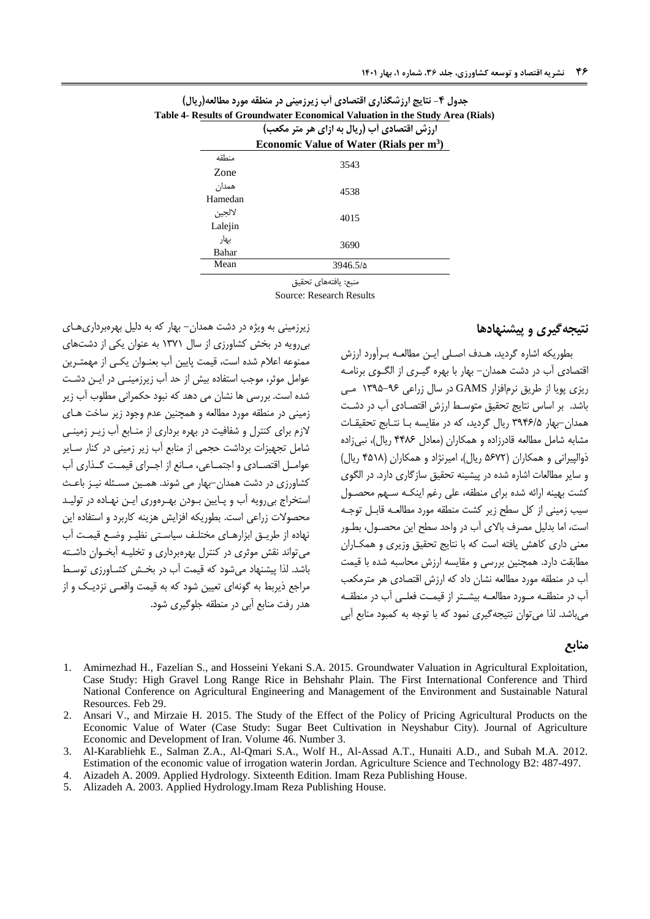جدول ۴- نتایج ارزشگذاری اقتصادی آب زیرزمینی در منطقه مورد مطالعه(ریال)

Table 4- Results of Groundwater Economical Valuation in the Study Area (Rials)

| منطقه Zone | ارزش اقتصادی آب (ریال به ازای هر متر مکعب) Economic Value of Water (Rials per $m^3$) |
|---|---|
| همدان Hamedan | 3543 |
| لالجین Lalejin | 4538 |
| بهار Bahar | 4015 |
| Mean | 3690 |
| | 3946.5/۵ |

منبع: یافته‌های تحقیق

Source: Research Results

## نتیجه‌گیری و پیشنهادها

بطوریکه اشاره گردید، هدف اصلی این مطالعه برآورد ارزش اقتصادی آب در دشت همدان- بهار با بهره گیری از الگوی برنامه ریزی پویا از طریق نرم‌افزار GAMS در سال زراعی ۹۶-۱۳۹۵ می باشد. بر اساس نتایج تحقیق متوسط ارزش اقتصادی آب در دشت همدان-بهار ۳۹۴۶/۵ ریال گردید، که در مقایسه با نتایج تحقیقات مشابه شامل مطالعه قادرزاده و همکاران (معادل ۴۴۸۶ ریال)، نبی‌زاده ذوالپیرانی و همکاران (۵۶۷۲ ریال)، امیرنژاد و همکاران (۴۵۱۸ ریال) و سایر مطالعات اشاره شده در پیشینه تحقیق سازگاری دارد. در الگوی کشت بهینه ارائه شده برای منطقه، علی رغم اینکه سهم محصول سیب زمینی از کل سطح زیر کشت منطقه مورد مطالعه قابل توجه است، اما بدلیل مصرف بالای آب در واحد سطح این محصول، بطور معنی داری کاهش یافته است که با نتایج تحقیق وزیری و همکاران مطابقت دارد. همچنین بررسی و مقایسه ارزش محاسبه شده با قیمت آب در منطقه مورد مطالعه نشان داد که ارزش اقتصادی هر مترمکعب آب در منطقه مورد مطالعه بیشتر از قیمت فعلی آب در منطقه می‌باشد. لذا می‌توان نتیجه‌گیری نمود که با توجه به کمبود منابع آبی زیرزمینی به ویژه در دشت همدان- بهار که به دلیل بهره‌برداری‌های بی‌رویه در بخش کشاورزی از سال ۱۳۷۱ به عنوان یکی از دشت‌های ممنوعه اعلام شده است، قیمت پایین آب بعنوان یکی از مهمترین عوامل موثر، موجب استفاده بیش از حد آب زیرزمینی در این دشت شده است. بررسی ها نشان می دهد که نبود حکمرانی مطلوب آب زیر زمینی در منطقه مورد مطالعه و همچنین عدم وجود زیر ساخت های لازم برای کنترل و شفافیت در بهره برداری از منابع آب زیر زمینی شامل تجهیزات برداشت حجمی از منابع آب زیر زمینی در کنار سایر عوامل اقتصادی و اجتماعی، مانع از اجرای قیمت گذاری آب کشاورزی در دشت همدان-بهار می شوند. همین مسئله نیز باعث استخراج بی‌رویه آب و پایین بودن بهره‌وری این نهاده در تولید محصولات زراعی است. بطوریکه افزایش هزینه کاربرد و استفاده این نهاده از طریق ابزارهای مختلف سیاستی نظیر وضع قیمت آب می‌تواند نقش موثری در کنترل بهره‌برداری و تخلیه آبخوان داشته باشد. لذا پیشنهاد می‌شود که قیمت آب در بخش کشاورزی توسط مراجع ذیربط به گونه‌ای تعیین شود که به قیمت واقعی نزدیک و از هدر رفت منابع آبی در منطقه جلوگیری شود.

## منابع

1. Amirnezhad H., Fazelian S., and Hosseini Yekani S.A. 2015. Groundwater Valuation in Agricultural Exploitation, Case Study: High Gravel Long Range Rice in Behshahr Plain. The First International Conference and Third National Conference on Agricultural Engineering and Management of the Environment and Sustainable Natural Resources. Feb 29.
2. Ansari V., and Mirzaie H. 2015. The Study of the Effect of the Policy of Pricing Agricultural Products on the Economic Value of Water (Case Study: Sugar Beet Cultivation in Neyshabur City). Journal of Agriculture Economic and Development of Iran. Volume 46. Number 3.
3. Al-Karabliehk E., Salman Z.A., Al-Qmari S.A., Wolf H., Al-Assad A.T., Hunaiti A.D., and Subah M.A. 2012. Estimation of the economic value of irrogation waterin Jordan. Agriculture Science and Technology B2: 487-497.
4. Aizadeh A. 2009. Applied Hydrology. Sixteenth Edition. Imam Reza Publishing House.
5. Alizadeh A. 2003. Applied Hydrology.Imam Reza Publishing House.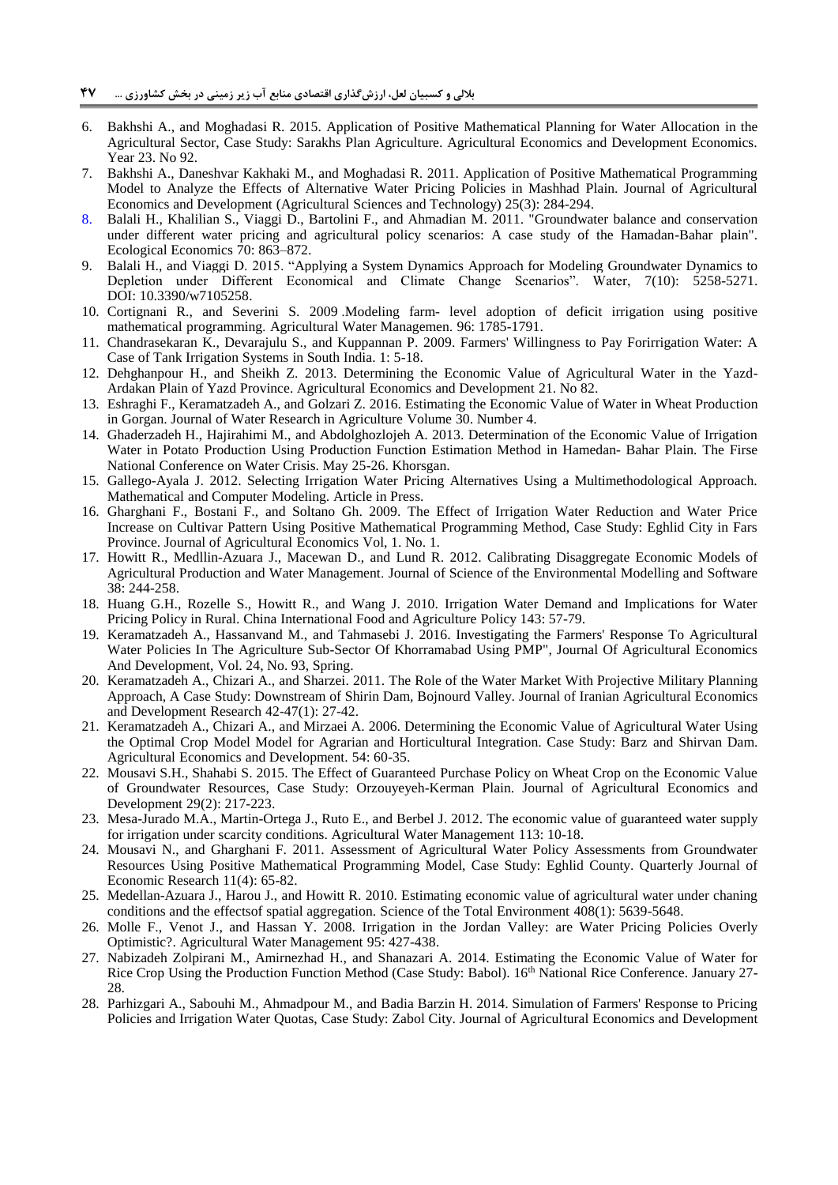6. Bakhshi A., and Moghadasi R. 2015. Application of Positive Mathematical Planning for Water Allocation in the Agricultural Sector, Case Study: Sarakhs Plan Agriculture. Agricultural Economics and Development Economics. Year 23. No 92.
7. Bakhshi A., Daneshvar Kakhaki M., and Moghadasi R. 2011. Application of Positive Mathematical Programming Model to Analyze the Effects of Alternative Water Pricing Policies in Mashhad Plain. Journal of Agricultural Economics and Development (Agricultural Sciences and Technology) 25(3): 284-294.
8. Balali H., Khalilian S., Viaggi D., Bartolini F., and Ahmadian M. 2011. "Groundwater balance and conservation under different water pricing and agricultural policy scenarios: A case study of the Hamadan-Bahar plain". Ecological Economics 70: 863–872.
9. Balali H., and Viaggi D. 2015. "Applying a System Dynamics Approach for Modeling Groundwater Dynamics to Depletion under Different Economical and Climate Change Scenarios". Water, 7(10): 5258-5271. DOI: 10.3390/w7105258.
10. Cortignani R., and Severini S. 2009 .Modeling farm- level adoption of deficit irrigation using positive mathematical programming. Agricultural Water Managemen. 96: 1785-1791.
11. Chandrasekaran K., Devarajulu S., and Kuppannan P. 2009. Farmers' Willingness to Pay Forirrigation Water: A Case of Tank Irrigation Systems in South India. 1: 5-18.
12. Dehghanpour H., and Sheikh Z. 2013. Determining the Economic Value of Agricultural Water in the Yazd-Ardakan Plain of Yazd Province. Agricultural Economics and Development 21. No 82.
13. Eshraghi F., Keramatzadeh A., and Golzari Z. 2016. Estimating the Economic Value of Water in Wheat Production in Gorgan. Journal of Water Research in Agriculture Volume 30. Number 4.
14. Ghaderzadeh H., Hajirahimi M., and Abdolghozlojeh A. 2013. Determination of the Economic Value of Irrigation Water in Potato Production Using Production Function Estimation Method in Hamedan- Bahar Plain. The Firse National Conference on Water Crisis. May 25-26. Khorsgan.
15. Gallego-Ayala J. 2012. Selecting Irrigation Water Pricing Alternatives Using a Multimethodological Approach. Mathematical and Computer Modeling. Article in Press.
16. Gharghani F., Bostani F., and Soltano Gh. 2009. The Effect of Irrigation Water Reduction and Water Price Increase on Cultivar Pattern Using Positive Mathematical Programming Method, Case Study: Eghlid City in Fars Province. Journal of Agricultural Economics Vol, 1. No. 1.
17. Howitt R., Medllin-Azuara J., Macewan D., and Lund R. 2012. Calibrating Disaggregate Economic Models of Agricultural Production and Water Management. Journal of Science of the Environmental Modelling and Software 38: 244-258.
18. Huang G.H., Rozelle S., Howitt R., and Wang J. 2010. Irrigation Water Demand and Implications for Water Pricing Policy in Rural. China International Food and Agriculture Policy 143: 57-79.
19. Keramatzadeh A., Hassanvand M., and Tahmasebi J. 2016. Investigating the Farmers' Response To Agricultural Water Policies In The Agriculture Sub-Sector Of Khorramabad Using PMP", Journal Of Agricultural Economics And Development, Vol. 24, No. 93, Spring.
20. Keramatzadeh A., Chizari A., and Sharzei. 2011. The Role of the Water Market With Projective Military Planning Approach, A Case Study: Downstream of Shirin Dam, Bojnourd Valley. Journal of Iranian Agricultural Economics and Development Research 42-47(1): 27-42.
21. Keramatzadeh A., Chizari A., and Mirzaei A. 2006. Determining the Economic Value of Agricultural Water Using the Optimal Crop Model Model for Agrarian and Horticultural Integration. Case Study: Barz and Shirvan Dam. Agricultural Economics and Development. 54: 60-35.
22. Mousavi S.H., Shahabi S. 2015. The Effect of Guaranteed Purchase Policy on Wheat Crop on the Economic Value of Groundwater Resources, Case Study: Orzouyeyeh-Kerman Plain. Journal of Agricultural Economics and Development 29(2): 217-223.
23. Mesa-Jurado M.A., Martin-Ortega J., Ruto E., and Berbel J. 2012. The economic value of guaranteed water supply for irrigation under scarcity conditions. Agricultural Water Management 113: 10-18.
24. Mousavi N., and Gharghani F. 2011. Assessment of Agricultural Water Policy Assessments from Groundwater Resources Using Positive Mathematical Programming Model, Case Study: Eghlid County. Quarterly Journal of Economic Research 11(4): 65-82.
25. Medellan-Azuara J., Harou J., and Howitt R. 2010. Estimating economic value of agricultural water under chaning conditions and the effectsof spatial aggregation. Science of the Total Environment 408(1): 5639-5648.
26. Molle F., Venot J., and Hassan Y. 2008. Irrigation in the Jordan Valley: are Water Pricing Policies Overly Optimistic?. Agricultural Water Management 95: 427-438.
27. Nabizadeh Zolpirani M., Amirnezhad H., and Shanazari A. 2014. Estimating the Economic Value of Water for Rice Crop Using the Production Function Method (Case Study: Babol). 16th National Rice Conference. January 27-28.
28. Parhizgari A., Sabouhi M., Ahmadpour M., and Badia Barzin H. 2014. Simulation of Farmers' Response to Pricing Policies and Irrigation Water Quotas, Case Study: Zabol City. Journal of Agricultural Economics and Development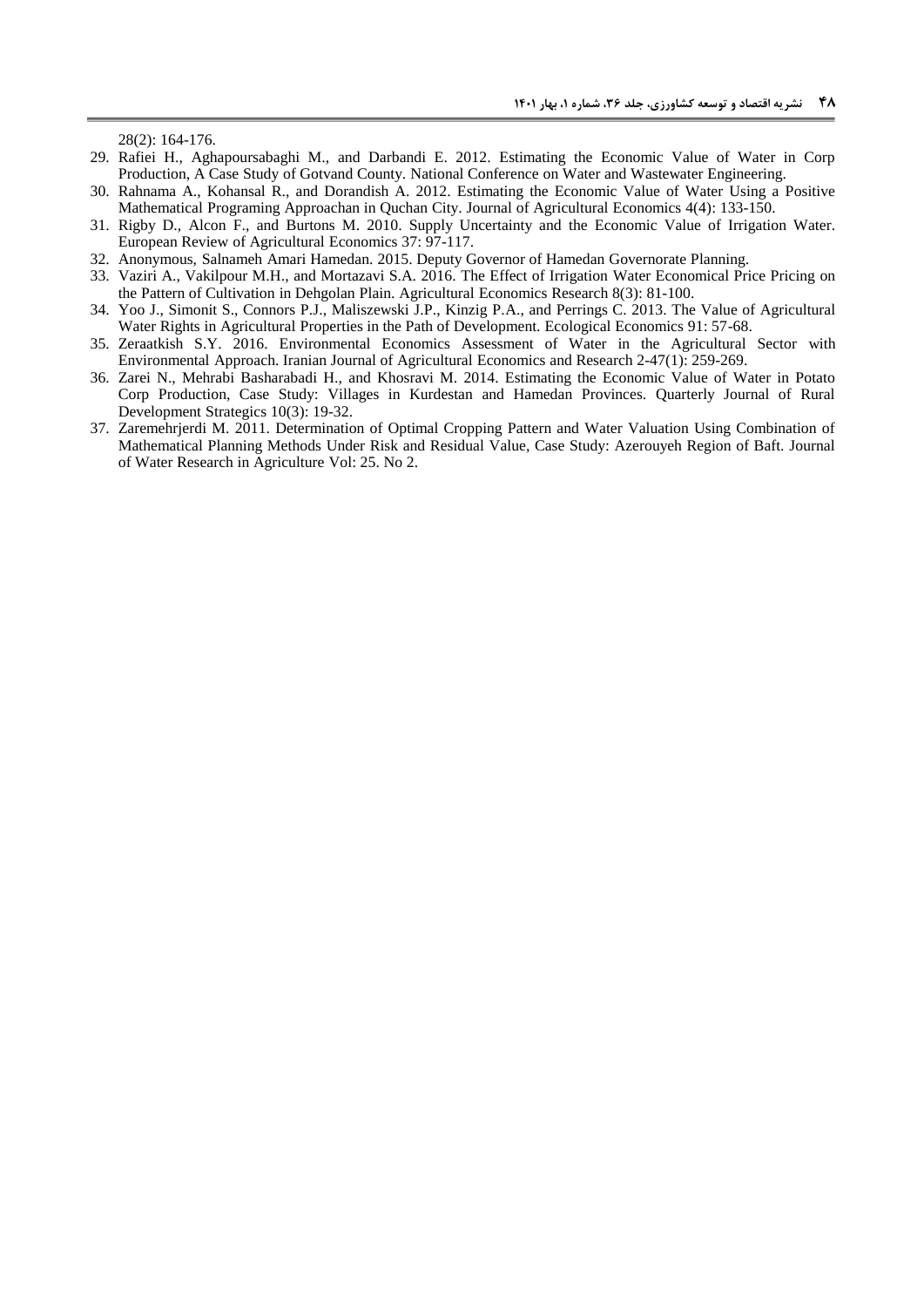28(2): 164-176.

29. Rafiei H., Aghapoursabaghi M., and Darbandi E. 2012. Estimating the Economic Value of Water in Corp Production, A Case Study of Gotvand County. National Conference on Water and Wastewater Engineering.
30. Rahnama A., Kohansal R., and Dorandish A. 2012. Estimating the Economic Value of Water Using a Positive Mathematical Programing Approachan in Quchan City. Journal of Agricultural Economics 4(4): 133-150.
31. Rigby D., Alcon F., and Burtons M. 2010. Supply Uncertainty and the Economic Value of Irrigation Water. European Review of Agricultural Economics 37: 97-117.
32. Anonymous, Salnameh Amari Hamedan. 2015. Deputy Governor of Hamedan Governorate Planning.
33. Vaziri A., Vakilpour M.H., and Mortazavi S.A. 2016. The Effect of Irrigation Water Economical Price Pricing on the Pattern of Cultivation in Dehgolan Plain. Agricultural Economics Research 8(3): 81-100.
34. Yoo J., Simonit S., Connors P.J., Maliszewski J.P., Kinzig P.A., and Perrings C. 2013. The Value of Agricultural Water Rights in Agricultural Properties in the Path of Development. Ecological Economics 91: 57-68.
35. Zeraatkish S.Y. 2016. Environmental Economics Assessment of Water in the Agricultural Sector with Environmental Approach. Iranian Journal of Agricultural Economics and Research 2-47(1): 259-269.
36. Zarei N., Mehrabi Basharabadi H., and Khosravi M. 2014. Estimating the Economic Value of Water in Potato Corp Production, Case Study: Villages in Kurdestan and Hamedan Provinces. Quarterly Journal of Rural Development Strategics 10(3): 19-32.
37. Zaremehrjerdi M. 2011. Determination of Optimal Cropping Pattern and Water Valuation Using Combination of Mathematical Planning Methods Under Risk and Residual Value, Case Study: Azerouyeh Region of Baft. Journal of Water Research in Agriculture Vol: 25. No 2.